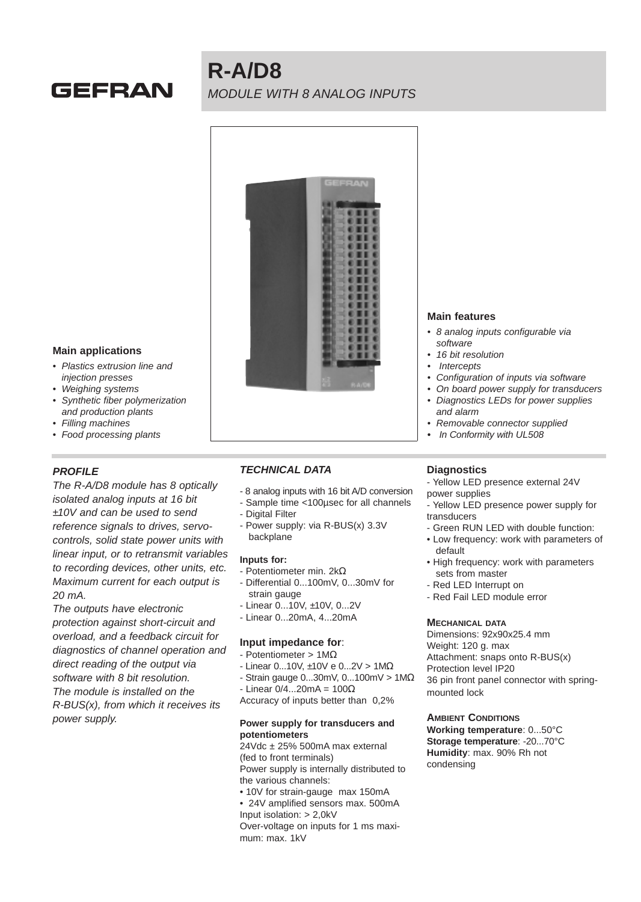GEFRAN

# R-A/D8

*MODULE WITH 8 ANALOG INPUTS*

### Main applications

- *Plastics extrusion line and injection presses*
- *Weighing systems*
- *Synthetic fiber polymerization and production plants*
- *Filling machines*
- *Food processing plants*

### Main features

- *8 analog inputs configurable via software*
- *16 bit resolution*
- *Intercepts*
- *Configuration of inputs via software*
- *On board power supply for transducers*
- *Diagnostics LEDs for power supplies and alarm*
- *Removable connector supplied*
- *In Conformity with UL508*

## *PROFILE*

*The R-A/D8 module has 8 optically isolated analog inputs at 16 bit ±10V and can be used to send reference signals to drives, servo-controls, solid state power units with linear input, or to retransmit variables to recording devices, other units, etc. Maximum current for each output is 20 mA.*

*The outputs have electronic protection against short-circuit and overload, and a feedback circuit for diagnostics of channel operation and direct reading of the output via software with 8 bit resolution.*

*The module is installed on the R-BUS(x), from which it receives its power supply.*

## *TECHNICAL DATA*

- 8 analog inputs with 16 bit A/D conversion
- Sample time <100µsec for all channels
- Digital Filter
- Power supply: via R-BUS(x) 3.3V backplane

**Inputs for:**

- Potentiometer min. 2kΩ
- Differential 0...100mV, 0...30mV for strain gauge
- Linear 0...10V, ±10V, 0...2V
- Linear 0...20mA, 4...20mA

**Input impedance for**:

- Potentiometer > 1MΩ
- Linear 0...10V, ±10V e 0...2V > 1MΩ
- Strain gauge 0...30mV, 0...100mV > 1MΩ
- Linear 0/4...20mA = 100Ω

Accuracy of inputs better than 0,2%

**Power supply for transducers and potentiometers**

24Vdc ± 25% 500mA max external (fed to front terminals)

Power supply is internally distributed to the various channels:

- 10V for strain-gauge max 150mA
- 24V amplified sensors max. 500mA

Input isolation: > 2,0kV

Over-voltage on inputs for 1 ms maximum: max. 1kV

### Diagnostics

- Yellow LED presence external 24V power supplies
- Yellow LED presence power supply for transducers
- Green RUN LED with double function:
  - Low frequency: work with parameters of default
  - High frequency: work with parameters sets from master
- Red LED Interrupt on
- Red Fail LED module error

### MECHANICAL DATA

Dimensions: 92x90x25.4 mm
Weight: 120 g. max
Attachment: snaps onto R-BUS(x)
Protection level IP20
36 pin front panel connector with spring-mounted lock

### AMBIENT CONDITIONS

**Working temperature**: 0...50°C
**Storage temperature**: -20...70°C
**Humidity**: max. 90% Rh not condensing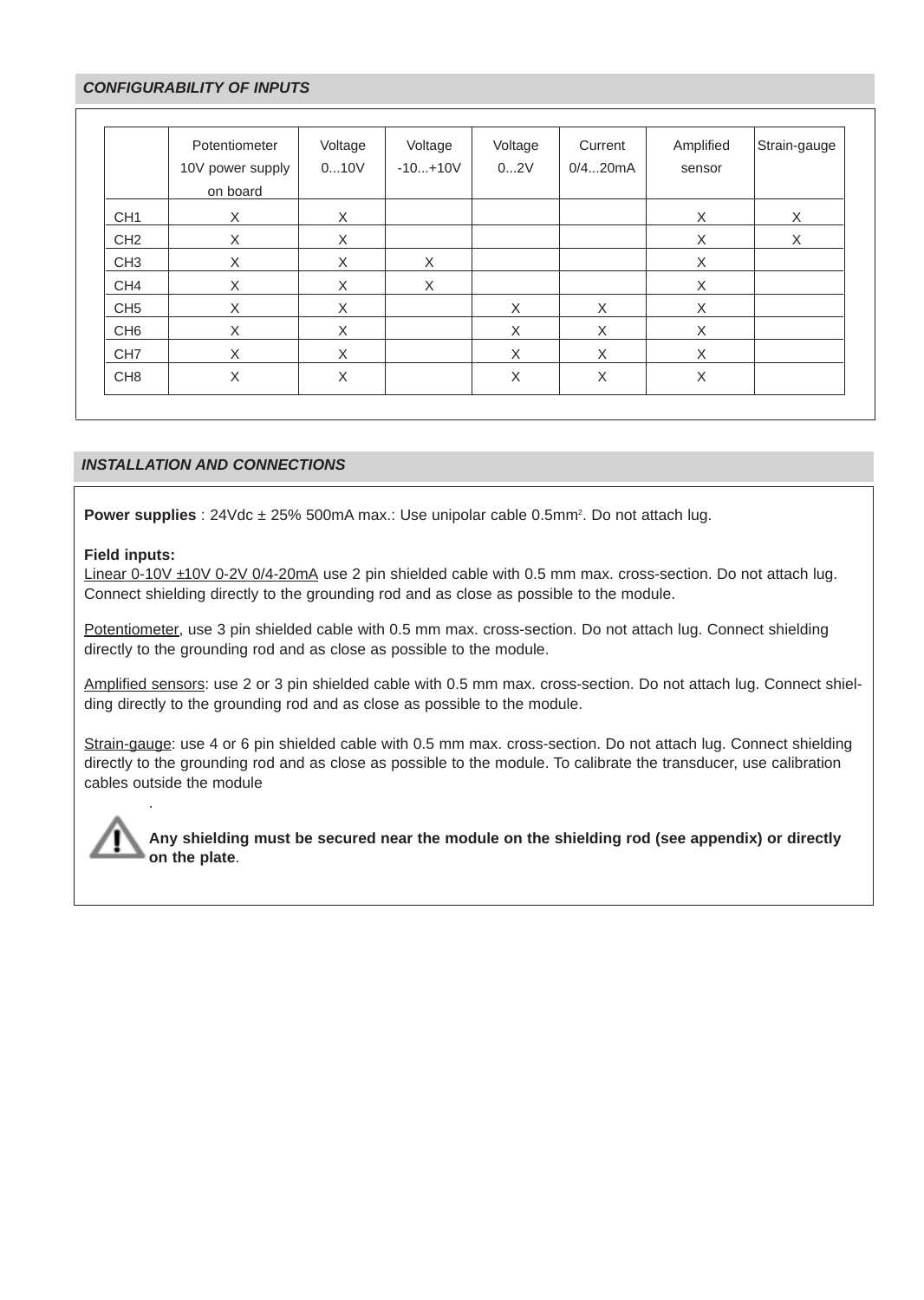## *CONFIGURABILITY OF INPUTS*

| | Potentiometer 10V power supply on board | Voltage 0...10V | Voltage -10...+10V | Voltage 0...2V | Current 0/4...20mA | Amplified sensor | Strain-gauge |
|---|---|---|---|---|---|---|---|
| CH1 | X | X | | | | X | X |
| CH2 | X | X | | | | X | X |
| CH3 | X | X | X | | | X | |
| CH4 | X | X | X | | | X | |
| CH5 | X | X | | X | X | X | |
| CH6 | X | X | | X | X | X | |
| CH7 | X | X | | X | X | X | |
| CH8 | X | X | | X | X | X | |

## *INSTALLATION AND CONNECTIONS*

**Power supplies** : 24Vdc ± 25% 500mA max.: Use unipolar cable 0.5mm². Do not attach lug.

**Field inputs:**
Linear 0-10V ±10V 0-2V 0/4-20mA use 2 pin shielded cable with 0.5 mm max. cross-section. Do not attach lug. Connect shielding directly to the grounding rod and as close as possible to the module.

Potentiometer, use 3 pin shielded cable with 0.5 mm max. cross-section. Do not attach lug. Connect shielding directly to the grounding rod and as close as possible to the module.

Amplified sensors: use 2 or 3 pin shielded cable with 0.5 mm max. cross-section. Do not attach lug. Connect shielding directly to the grounding rod and as close as possible to the module.

Strain-gauge: use 4 or 6 pin shielded cable with 0.5 mm max. cross-section. Do not attach lug. Connect shielding directly to the grounding rod and as close as possible to the module. To calibrate the transducer, use calibration cables outside the module.

**Any shielding must be secured near the module on the shielding rod (see appendix) or directly on the plate**.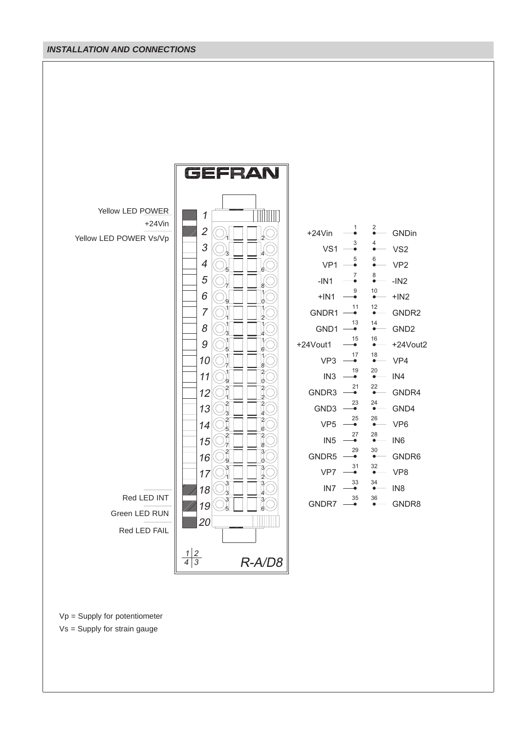## INSTALLATION AND CONNECTIONS

GEFRAN

| LED | Position |
|---|---|
| Yellow LED POWER +24Vin | 1 |
| Yellow LED POWER Vs/Vp | 2 |
| Red LED INT | 18 |
| Green LED RUN | 19 |
| Red LED FAIL | 20 |

| Signal | Terminal | Terminal | Signal |
|---|---|---|---|
| +24Vin | 1 | 2 | GNDin |
| VS1 | 3 | 4 | VS2 |
| VP1 | 5 | 6 | VP2 |
| -IN1 | 7 | 8 | -IN2 |
| +IN1 | 9 | 10 | +IN2 |
| GNDR1 | 11 | 12 | GNDR2 |
| GND1 | 13 | 14 | GND2 |
| +24Vout1 | 15 | 16 | +24Vout2 |
| VP3 | 17 | 18 | VP4 |
| IN3 | 19 | 20 | IN4 |
| GNDR3 | 21 | 22 | GNDR4 |
| GND3 | 23 | 24 | GND4 |
| VP5 | 25 | 26 | VP6 |
| IN5 | 27 | 28 | IN6 |
| GNDR5 | 29 | 30 | GNDR6 |
| VP7 | 31 | 32 | VP8 |
| IN7 | 33 | 34 | IN8 |
| GNDR7 | 35 | 36 | GNDR8 |

1 | 2
4 | 3

R-A/D8

Vp = Supply for potentiometer

Vs = Supply for strain gauge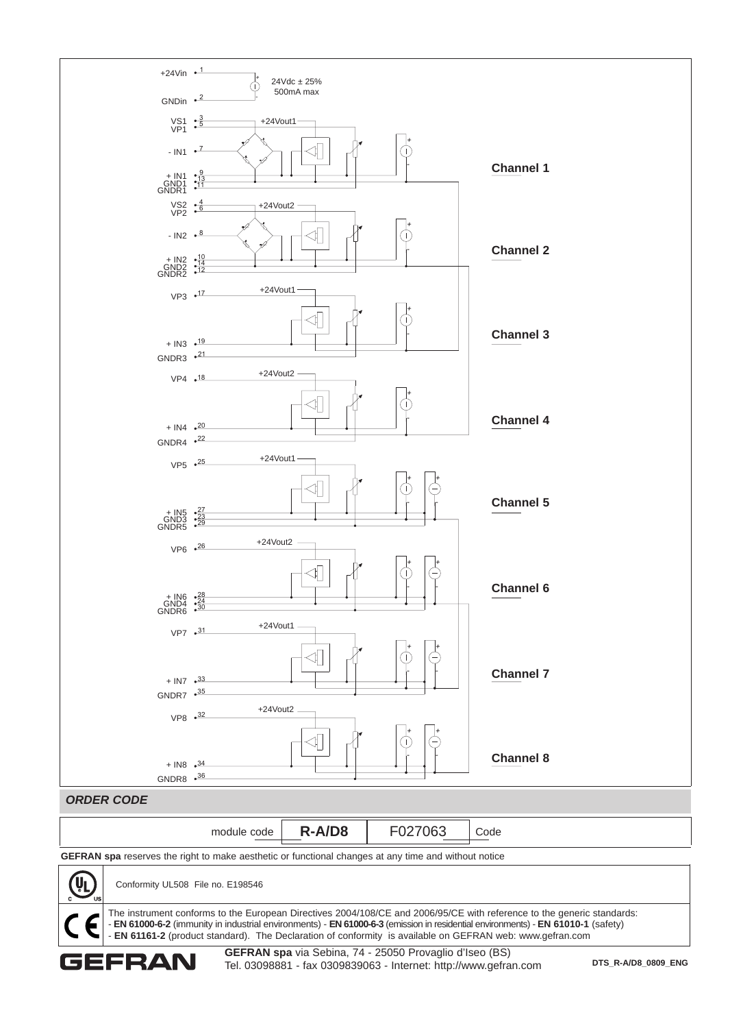+24Vin 1
GNDin 2
24Vdc ± 25%
500mA max

VS1 3
VP1 5
+24Vout1
- IN1 7
+ IN1 9
GND1 13
GNDR1 11
**Channel 1**

VS2 4
VP2 6
+24Vout2
- IN2 8
+ IN2 10
GND2 14
GNDR2 12
**Channel 2**

VP3 17
+24Vout1
+ IN3 19
GNDR3 21
**Channel 3**

VP4 18
+24Vout2
+ IN4 20
GNDR4 22
**Channel 4**

VP5 25
+24Vout1
+ IN5 27
GND3 23
GNDR5 29
**Channel 5**

VP6 26
+24Vout2
+ IN6 28
GND4 24
GNDR6 30
**Channel 6**

VP7 31
+24Vout1
+ IN7 33
GNDR7 35
**Channel 7**

VP8 32
+24Vout2
+ IN8 34
GNDR8 36
**Channel 8**

## ORDER CODE

| | | | |
|---|---|---|---|
| module code | **R-A/D8** | F027063 | Code |

**GEFRAN spa** reserves the right to make aesthetic or functional changes at any time and without notice

Conformity UL508 File no. E198546

The instrument conforms to the European Directives 2004/108/CE and 2006/95/CE with reference to the generic standards:
- **EN 61000-6-2** (immunity in industrial environments) - **EN 61000-6-3** (emission in residential environments) - **EN 61010-1** (safety)
- **EN 61161-2** (product standard). The Declaration of conformity is available on GEFRAN web: www.gefran.com

**GEFRAN spa** via Sebina, 74 - 25050 Provaglio d'Iseo (BS)
Tel. 03098881 - fax 0309839063 - Internet: http://www.gefran.com

DTS_R-A/D8_0809_ENG